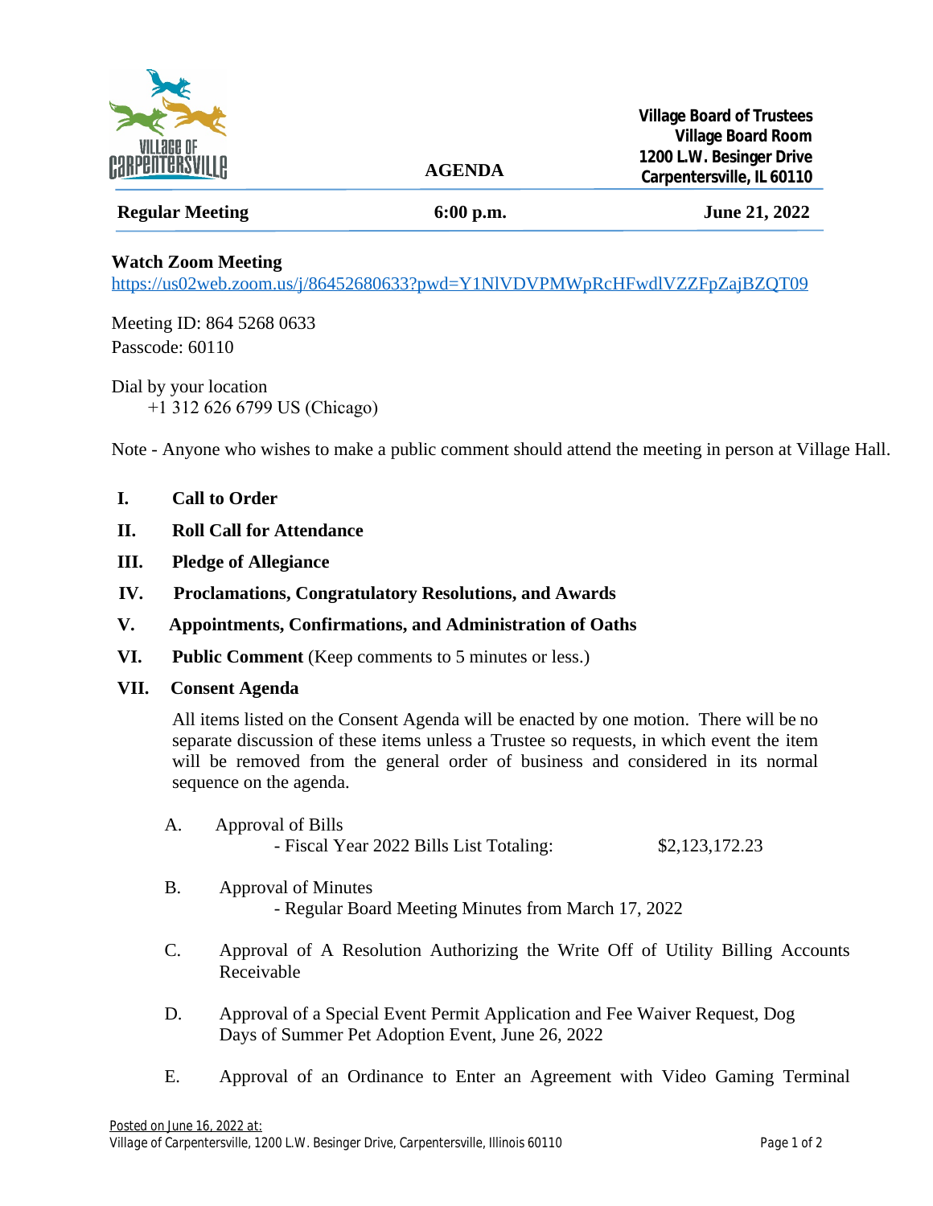Village of Carpentersville

**Village Board of Trustees**
**Village Board Room**
**1200 L.W. Besinger Drive**
**Carpentersville, IL 60110**

# AGENDA

| **Regular Meeting** | **6:00 p.m.** | **June 21, 2022** |
|---|---|---|

**Watch Zoom Meeting**
https://us02web.zoom.us/j/86452680633?pwd=Y1NlVDVPMWpRcHFwdlVZZFpZajBZQT09

Meeting ID: 864 5268 0633
Passcode: 60110

Dial by your location
+1 312 626 6799 US (Chicago)

Note - Anyone who wishes to make a public comment should attend the meeting in person at Village Hall.

**I. Call to Order**

**II. Roll Call for Attendance**

**III. Pledge of Allegiance**

**IV. Proclamations, Congratulatory Resolutions, and Awards**

**V. Appointments, Confirmations, and Administration of Oaths**

**VI. Public Comment** (Keep comments to 5 minutes or less.)

**VII. Consent Agenda**

All items listed on the Consent Agenda will be enacted by one motion. There will be no separate discussion of these items unless a Trustee so requests, in which event the item will be removed from the general order of business and considered in its normal sequence on the agenda.

A. Approval of Bills
- Fiscal Year 2022 Bills List Totaling: $2,123,172.23

B. Approval of Minutes
- Regular Board Meeting Minutes from March 17, 2022

C. Approval of A Resolution Authorizing the Write Off of Utility Billing Accounts Receivable

D. Approval of a Special Event Permit Application and Fee Waiver Request, Dog Days of Summer Pet Adoption Event, June 26, 2022

E. Approval of an Ordinance to Enter an Agreement with Video Gaming Terminal

Posted on June 16, 2022 at:
Village of Carpentersville, 1200 L.W. Besinger Drive, Carpentersville, Illinois 60110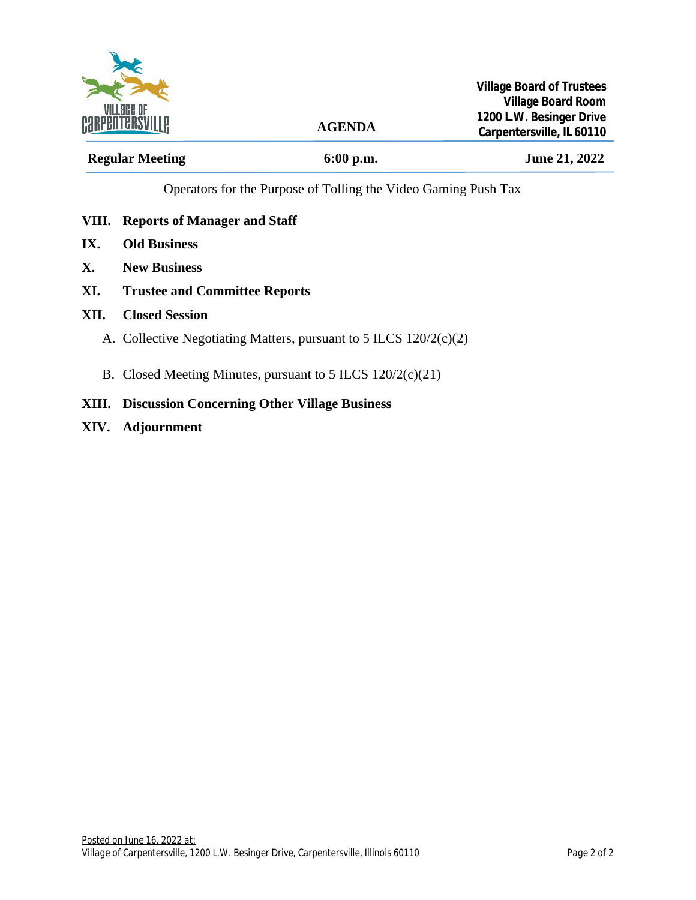Operators for the Purpose of Tolling the Video Gaming Push Tax

**VIII. Reports of Manager and Staff**

**IX. Old Business**

**X. New Business**

**XI. Trustee and Committee Reports**

**XII. Closed Session**

A. Collective Negotiating Matters, pursuant to 5 ILCS 120/2(c)(2)

B. Closed Meeting Minutes, pursuant to 5 ILCS 120/2(c)(21)

**XIII. Discussion Concerning Other Village Business**

**XIV. Adjournment**

Posted on June 16, 2022 at:
Village of Carpentersville, 1200 L.W. Besinger Drive, Carpentersville, Illinois 60110